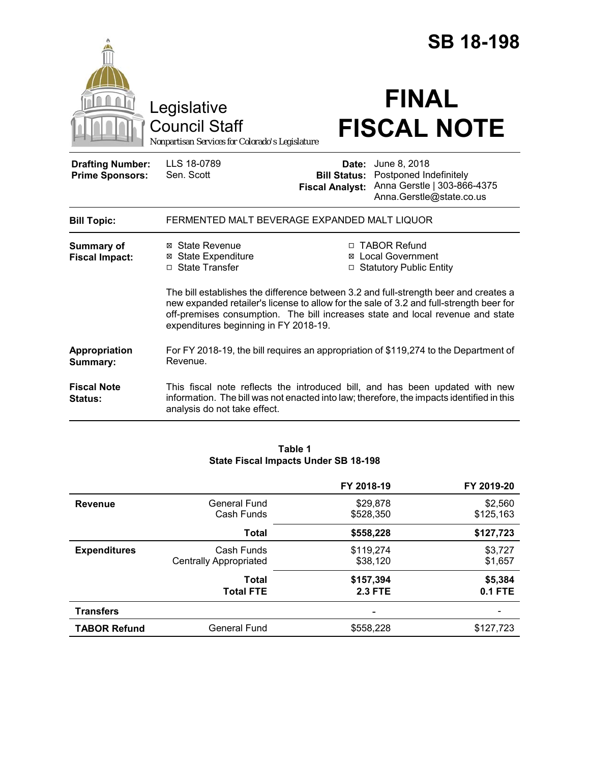# SB 18-198

Legislative Council Staff

*Nonpartisan Services for Colorado's Legislature*

# FINAL FISCAL NOTE

| | | | |
|---|---|---|---|
| **Drafting Number:** | LLS 18-0789 | **Date:** | June 8, 2018 |
| **Prime Sponsors:** | Sen. Scott | **Bill Status:** | Postponed Indefinitely |
| | | **Fiscal Analyst:** | Anna Gerstle \| 303-866-4375 Anna.Gerstle@state.co.us |

**Bill Topic:** FERMENTED MALT BEVERAGE EXPANDED MALT LIQUOR

**Summary of Fiscal Impact:**

- ☒ State Revenue
- ☒ State Expenditure
- ☐ State Transfer
- ☐ TABOR Refund
- ☒ Local Government
- ☐ Statutory Public Entity

The bill establishes the difference between 3.2 and full-strength beer and creates a new expanded retailer's license to allow for the sale of 3.2 and full-strength beer for off-premises consumption. The bill increases state and local revenue and state expenditures beginning in FY 2018-19.

**Appropriation Summary:** For FY 2018-19, the bill requires an appropriation of $119,274 to the Department of Revenue.

**Fiscal Note Status:** This fiscal note reflects the introduced bill, and has been updated with new information. The bill was not enacted into law; therefore, the impacts identified in this analysis do not take effect.

**Table 1**
**State Fiscal Impacts Under SB 18-198**

| | | FY 2018-19 | FY 2019-20 |
|---|---|---|---|
| **Revenue** | General Fund | $29,878 | $2,560 |
| | Cash Funds | $528,350 | $125,163 |
| | **Total** | **$558,228** | **$127,723** |
| **Expenditures** | Cash Funds | $119,274 | $3,727 |
| | Centrally Appropriated | $38,120 | $1,657 |
| | **Total** | **$157,394** | **$5,384** |
| | **Total FTE** | **2.3 FTE** | **0.1 FTE** |
| **Transfers** | | - | - |
| **TABOR Refund** | General Fund | $558,228 | $127,723 |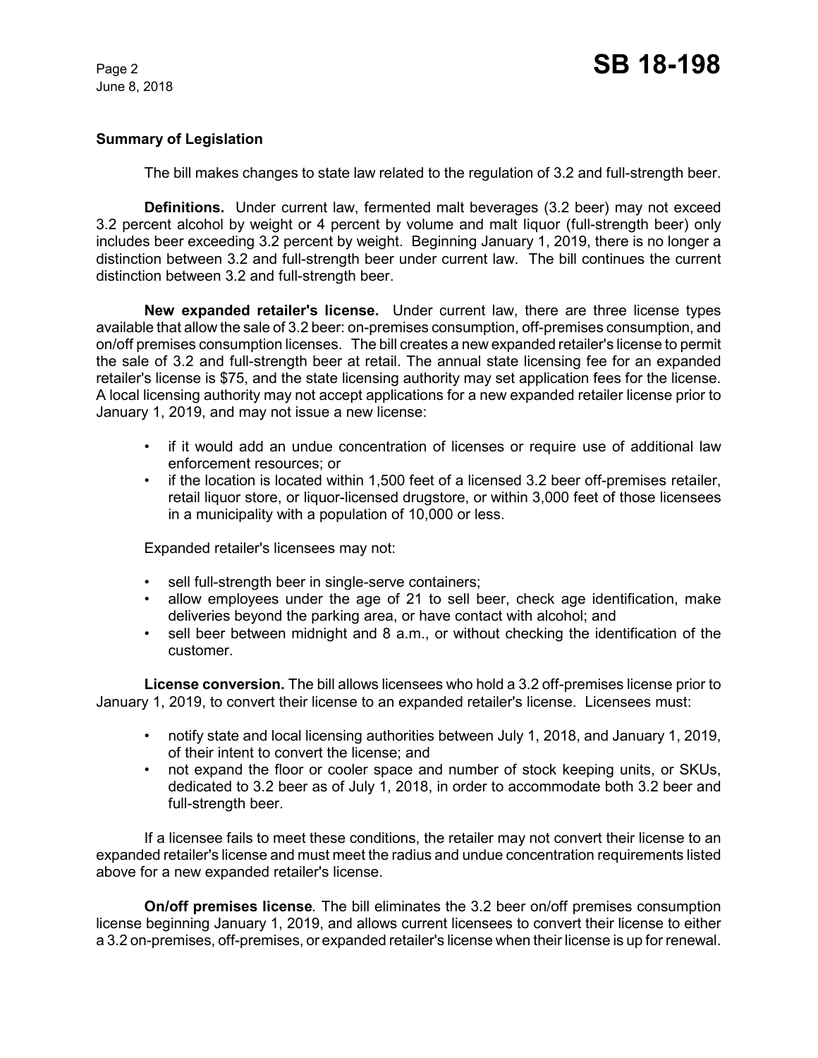## Summary of Legislation

The bill makes changes to state law related to the regulation of 3.2 and full-strength beer.

**Definitions.** Under current law, fermented malt beverages (3.2 beer) may not exceed 3.2 percent alcohol by weight or 4 percent by volume and malt liquor (full-strength beer) only includes beer exceeding 3.2 percent by weight. Beginning January 1, 2019, there is no longer a distinction between 3.2 and full-strength beer under current law. The bill continues the current distinction between 3.2 and full-strength beer.

**New expanded retailer's license.** Under current law, there are three license types available that allow the sale of 3.2 beer: on-premises consumption, off-premises consumption, and on/off premises consumption licenses. The bill creates a new expanded retailer's license to permit the sale of 3.2 and full-strength beer at retail. The annual state licensing fee for an expanded retailer's license is $75, and the state licensing authority may set application fees for the license. A local licensing authority may not accept applications for a new expanded retailer license prior to January 1, 2019, and may not issue a new license:

- if it would add an undue concentration of licenses or require use of additional law enforcement resources; or
- if the location is located within 1,500 feet of a licensed 3.2 beer off-premises retailer, retail liquor store, or liquor-licensed drugstore, or within 3,000 feet of those licensees in a municipality with a population of 10,000 or less.

Expanded retailer's licensees may not:

- sell full-strength beer in single-serve containers;
- allow employees under the age of 21 to sell beer, check age identification, make deliveries beyond the parking area, or have contact with alcohol; and
- sell beer between midnight and 8 a.m., or without checking the identification of the customer.

**License conversion.** The bill allows licensees who hold a 3.2 off-premises license prior to January 1, 2019, to convert their license to an expanded retailer's license. Licensees must:

- notify state and local licensing authorities between July 1, 2018, and January 1, 2019, of their intent to convert the license; and
- not expand the floor or cooler space and number of stock keeping units, or SKUs, dedicated to 3.2 beer as of July 1, 2018, in order to accommodate both 3.2 beer and full-strength beer.

If a licensee fails to meet these conditions, the retailer may not convert their license to an expanded retailer's license and must meet the radius and undue concentration requirements listed above for a new expanded retailer's license.

***On/off premises license.*** The bill eliminates the 3.2 beer on/off premises consumption license beginning January 1, 2019, and allows current licensees to convert their license to either a 3.2 on-premises, off-premises, or expanded retailer's license when their license is up for renewal.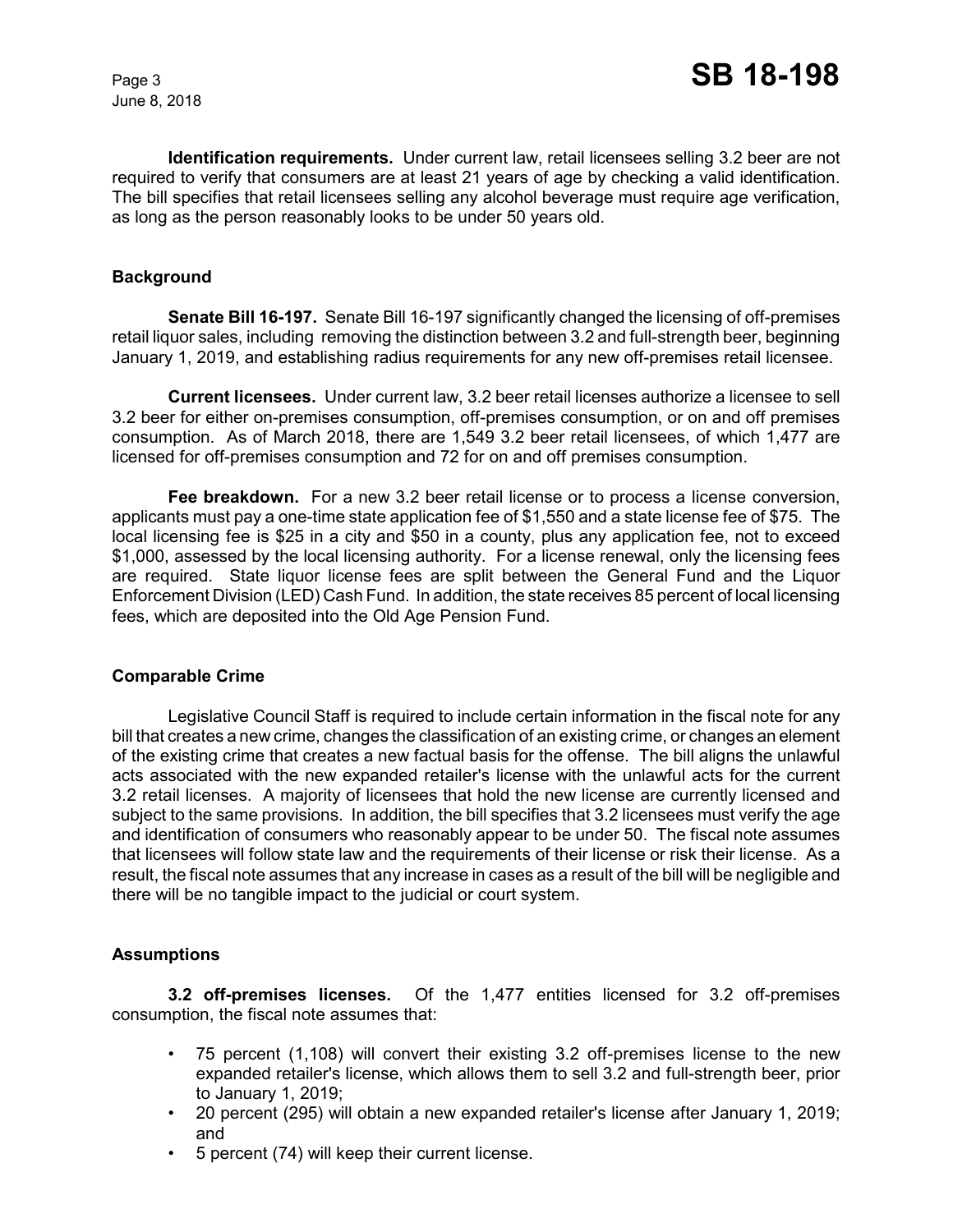**Identification requirements.** Under current law, retail licensees selling 3.2 beer are not required to verify that consumers are at least 21 years of age by checking a valid identification. The bill specifies that retail licensees selling any alcohol beverage must require age verification, as long as the person reasonably looks to be under 50 years old.

### Background

**Senate Bill 16-197.** Senate Bill 16-197 significantly changed the licensing of off-premises retail liquor sales, including removing the distinction between 3.2 and full-strength beer, beginning January 1, 2019, and establishing radius requirements for any new off-premises retail licensee.

**Current licensees.** Under current law, 3.2 beer retail licenses authorize a licensee to sell 3.2 beer for either on-premises consumption, off-premises consumption, or on and off premises consumption. As of March 2018, there are 1,549 3.2 beer retail licensees, of which 1,477 are licensed for off-premises consumption and 72 for on and off premises consumption.

**Fee breakdown.** For a new 3.2 beer retail license or to process a license conversion, applicants must pay a one-time state application fee of $1,550 and a state license fee of $75. The local licensing fee is $25 in a city and $50 in a county, plus any application fee, not to exceed $1,000, assessed by the local licensing authority. For a license renewal, only the licensing fees are required. State liquor license fees are split between the General Fund and the Liquor Enforcement Division (LED) Cash Fund. In addition, the state receives 85 percent of local licensing fees, which are deposited into the Old Age Pension Fund.

### Comparable Crime

Legislative Council Staff is required to include certain information in the fiscal note for any bill that creates a new crime, changes the classification of an existing crime, or changes an element of the existing crime that creates a new factual basis for the offense. The bill aligns the unlawful acts associated with the new expanded retailer's license with the unlawful acts for the current 3.2 retail licenses. A majority of licensees that hold the new license are currently licensed and subject to the same provisions. In addition, the bill specifies that 3.2 licensees must verify the age and identification of consumers who reasonably appear to be under 50. The fiscal note assumes that licensees will follow state law and the requirements of their license or risk their license. As a result, the fiscal note assumes that any increase in cases as a result of the bill will be negligible and there will be no tangible impact to the judicial or court system.

### Assumptions

**3.2 off-premises licenses.** Of the 1,477 entities licensed for 3.2 off-premises consumption, the fiscal note assumes that:

- 75 percent (1,108) will convert their existing 3.2 off-premises license to the new expanded retailer's license, which allows them to sell 3.2 and full-strength beer, prior to January 1, 2019;
- 20 percent (295) will obtain a new expanded retailer's license after January 1, 2019; and
- 5 percent (74) will keep their current license.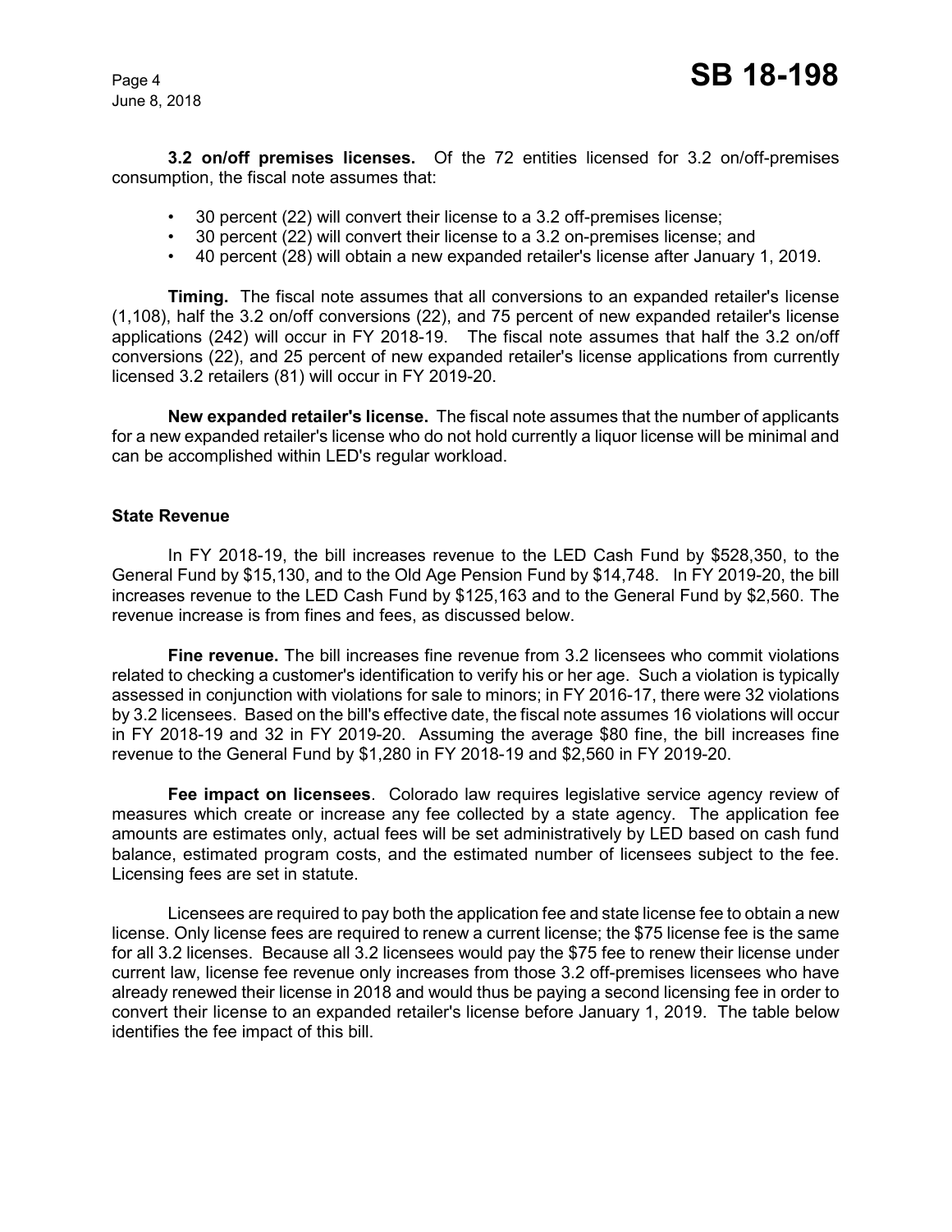**3.2 on/off premises licenses.** Of the 72 entities licensed for 3.2 on/off-premises consumption, the fiscal note assumes that:

- 30 percent (22) will convert their license to a 3.2 off-premises license;
- 30 percent (22) will convert their license to a 3.2 on-premises license; and
- 40 percent (28) will obtain a new expanded retailer's license after January 1, 2019.

**Timing.** The fiscal note assumes that all conversions to an expanded retailer's license (1,108), half the 3.2 on/off conversions (22), and 75 percent of new expanded retailer's license applications (242) will occur in FY 2018-19. The fiscal note assumes that half the 3.2 on/off conversions (22), and 25 percent of new expanded retailer's license applications from currently licensed 3.2 retailers (81) will occur in FY 2019-20.

**New expanded retailer's license.** The fiscal note assumes that the number of applicants for a new expanded retailer's license who do not hold currently a liquor license will be minimal and can be accomplished within LED's regular workload.

### State Revenue

In FY 2018-19, the bill increases revenue to the LED Cash Fund by $528,350, to the General Fund by $15,130, and to the Old Age Pension Fund by $14,748. In FY 2019-20, the bill increases revenue to the LED Cash Fund by $125,163 and to the General Fund by $2,560. The revenue increase is from fines and fees, as discussed below.

**Fine revenue.** The bill increases fine revenue from 3.2 licensees who commit violations related to checking a customer's identification to verify his or her age. Such a violation is typically assessed in conjunction with violations for sale to minors; in FY 2016-17, there were 32 violations by 3.2 licensees. Based on the bill's effective date, the fiscal note assumes 16 violations will occur in FY 2018-19 and 32 in FY 2019-20. Assuming the average $80 fine, the bill increases fine revenue to the General Fund by $1,280 in FY 2018-19 and $2,560 in FY 2019-20.

**Fee impact on licensees**. Colorado law requires legislative service agency review of measures which create or increase any fee collected by a state agency. The application fee amounts are estimates only, actual fees will be set administratively by LED based on cash fund balance, estimated program costs, and the estimated number of licensees subject to the fee. Licensing fees are set in statute.

Licensees are required to pay both the application fee and state license fee to obtain a new license. Only license fees are required to renew a current license; the $75 license fee is the same for all 3.2 licenses. Because all 3.2 licensees would pay the $75 fee to renew their license under current law, license fee revenue only increases from those 3.2 off-premises licensees who have already renewed their license in 2018 and would thus be paying a second licensing fee in order to convert their license to an expanded retailer's license before January 1, 2019. The table below identifies the fee impact of this bill.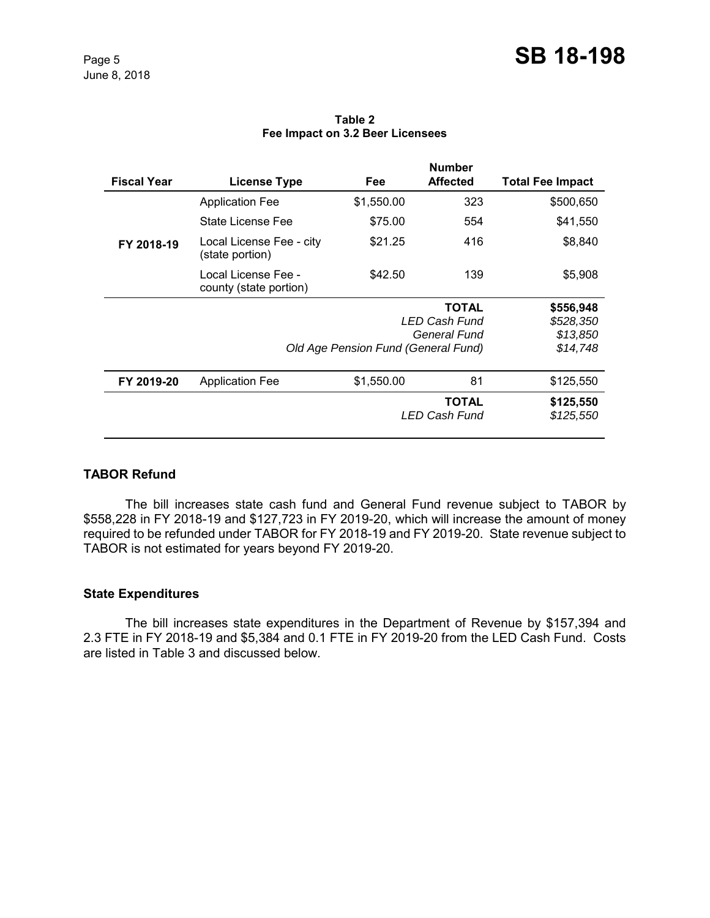**Table 2**
**Fee Impact on 3.2 Beer Licensees**

| Fiscal Year | License Type | Fee | Number Affected | Total Fee Impact |
|---|---|---|---|---|
| FY 2018-19 | Application Fee | $1,550.00 | 323 | $500,650 |
| | State License Fee | $75.00 | 554 | $41,550 |
| | Local License Fee - city (state portion) | $21.25 | 416 | $8,840 |
| | Local License Fee - county (state portion) | $42.50 | 139 | $5,908 |
| | | | **TOTAL** | **$556,948** |
| | | | *LED Cash Fund* | *$528,350* |
| | | | *General Fund* | *$13,850* |
| | | | *Old Age Pension Fund (General Fund)* | *$14,748* |
| FY 2019-20 | Application Fee | $1,550.00 | 81 | $125,550 |
| | | | **TOTAL** | **$125,550** |
| | | | *LED Cash Fund* | *$125,550* |

### TABOR Refund

The bill increases state cash fund and General Fund revenue subject to TABOR by $558,228 in FY 2018-19 and $127,723 in FY 2019-20, which will increase the amount of money required to be refunded under TABOR for FY 2018-19 and FY 2019-20. State revenue subject to TABOR is not estimated for years beyond FY 2019-20.

### State Expenditures

The bill increases state expenditures in the Department of Revenue by $157,394 and 2.3 FTE in FY 2018-19 and $5,384 and 0.1 FTE in FY 2019-20 from the LED Cash Fund. Costs are listed in Table 3 and discussed below.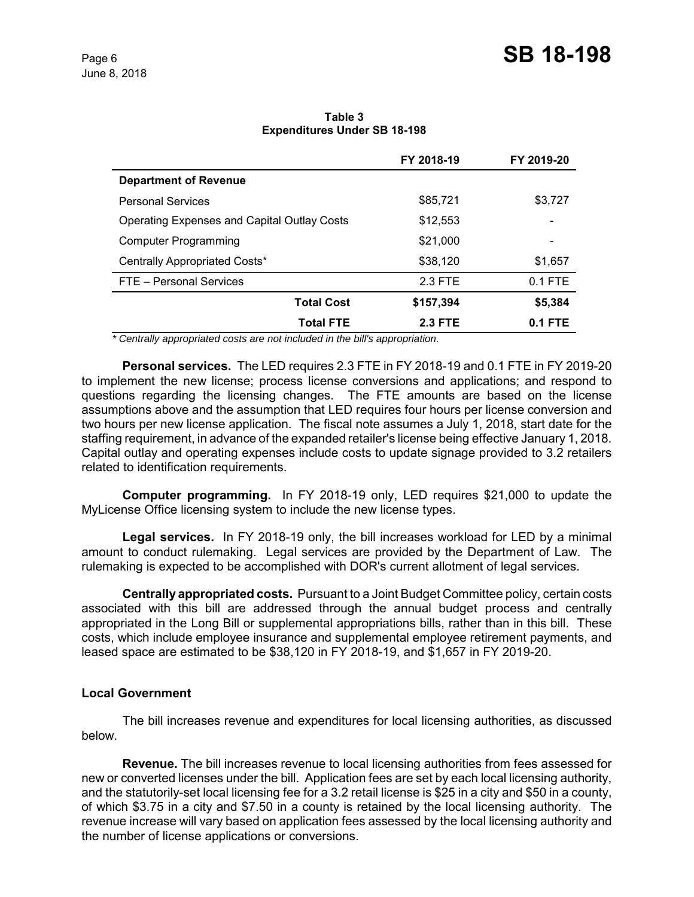**Table 3**
**Expenditures Under SB 18-198**

| | FY 2018-19 | FY 2019-20 |
|---|---|---|
| **Department of Revenue** | | |
| Personal Services | $85,721 | $3,727 |
| Operating Expenses and Capital Outlay Costs | $12,553 | - |
| Computer Programming | $21,000 | - |
| Centrally Appropriated Costs* | $38,120 | $1,657 |
| FTE – Personal Services | 2.3 FTE | 0.1 FTE |
| **Total Cost** | **$157,394** | **$5,384** |
| **Total FTE** | **2.3 FTE** | **0.1 FTE** |

*\* Centrally appropriated costs are not included in the bill's appropriation.*

**Personal services.** The LED requires 2.3 FTE in FY 2018-19 and 0.1 FTE in FY 2019-20 to implement the new license; process license conversions and applications; and respond to questions regarding the licensing changes. The FTE amounts are based on the license assumptions above and the assumption that LED requires four hours per license conversion and two hours per new license application. The fiscal note assumes a July 1, 2018, start date for the staffing requirement, in advance of the expanded retailer's license being effective January 1, 2018. Capital outlay and operating expenses include costs to update signage provided to 3.2 retailers related to identification requirements.

**Computer programming.** In FY 2018-19 only, LED requires $21,000 to update the MyLicense Office licensing system to include the new license types.

**Legal services.** In FY 2018-19 only, the bill increases workload for LED by a minimal amount to conduct rulemaking. Legal services are provided by the Department of Law. The rulemaking is expected to be accomplished with DOR's current allotment of legal services.

**Centrally appropriated costs.** Pursuant to a Joint Budget Committee policy, certain costs associated with this bill are addressed through the annual budget process and centrally appropriated in the Long Bill or supplemental appropriations bills, rather than in this bill. These costs, which include employee insurance and supplemental employee retirement payments, and leased space are estimated to be $38,120 in FY 2018-19, and $1,657 in FY 2019-20.

### Local Government

The bill increases revenue and expenditures for local licensing authorities, as discussed below.

**Revenue.** The bill increases revenue to local licensing authorities from fees assessed for new or converted licenses under the bill. Application fees are set by each local licensing authority, and the statutorily-set local licensing fee for a 3.2 retail license is $25 in a city and $50 in a county, of which $3.75 in a city and $7.50 in a county is retained by the local licensing authority. The revenue increase will vary based on application fees assessed by the local licensing authority and the number of license applications or conversions.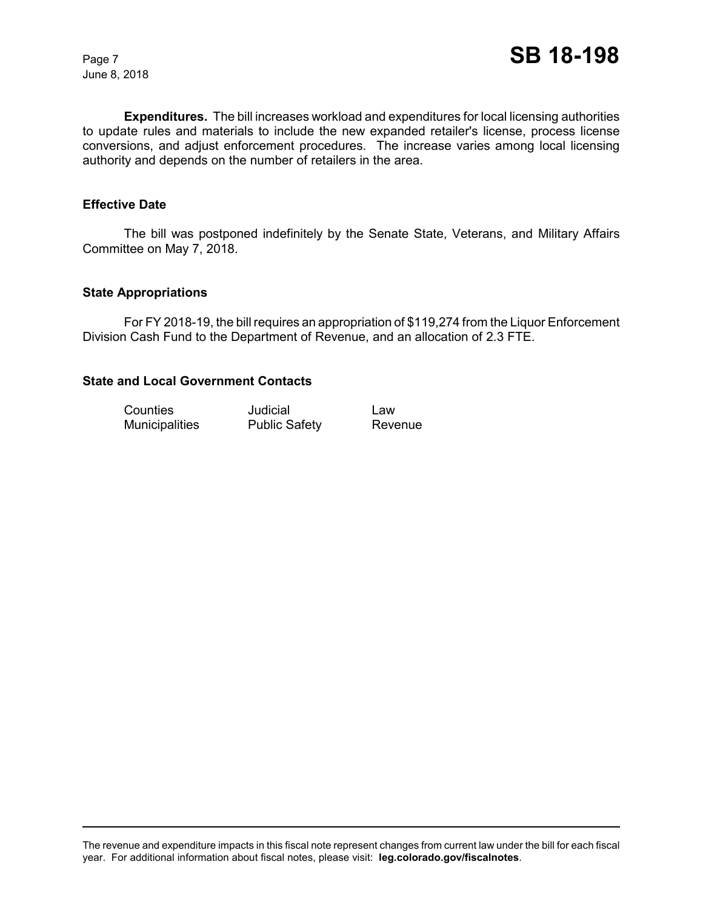**Expenditures.** The bill increases workload and expenditures for local licensing authorities to update rules and materials to include the new expanded retailer's license, process license conversions, and adjust enforcement procedures. The increase varies among local licensing authority and depends on the number of retailers in the area.

### Effective Date

The bill was postponed indefinitely by the Senate State, Veterans, and Military Affairs Committee on May 7, 2018.

### State Appropriations

For FY 2018-19, the bill requires an appropriation of $119,274 from the Liquor Enforcement Division Cash Fund to the Department of Revenue, and an allocation of 2.3 FTE.

### State and Local Government Contacts

| | | |
|---|---|---|
| Counties | Judicial | Law |
| Municipalities | Public Safety | Revenue |

The revenue and expenditure impacts in this fiscal note represent changes from current law under the bill for each fiscal year. For additional information about fiscal notes, please visit: **leg.colorado.gov/fiscalnotes**.